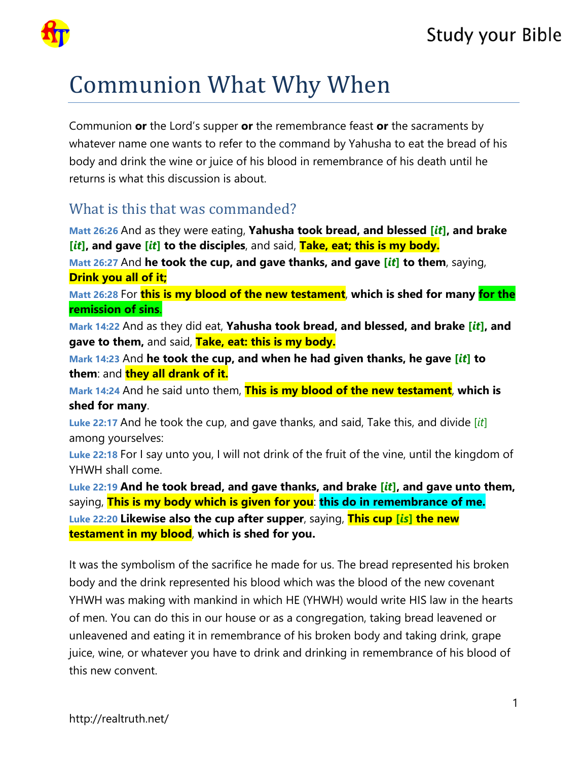# Communion What Why When

Communion **or** the Lord's supper **or** the remembrance feast **or** the sacraments by whatever name one wants to refer to the command by Yahusha to eat the bread of his body and drink the wine or juice of his blood in remembrance of his death until he returns is what this discussion is about.

## What is this that was commanded?

Matt 26:26 And as they were eating, **Yahusha took bread, and blessed [*it*], and brake [*it*], and gave [*it*] to the disciples**, and said, **Take, eat; this is my body.**

Matt 26:27 And **he took the cup, and gave thanks, and gave [*it*] to them**, saying, **Drink you all of it;**

Matt 26:28 For **this is my blood of the new testament**, **which is shed for many** **for the remission of sins**.

Mark 14:22 And as they did eat, **Yahusha took bread, and blessed, and brake [*it*], and gave to them,** and said, **Take, eat: this is my body.**

Mark 14:23 And **he took the cup, and when he had given thanks, he gave [*it*] to them**: and **they all drank of it.**

Mark 14:24 And he said unto them, **This is my blood of the new testament**, **which is shed for many**.

Luke 22:17 And he took the cup, and gave thanks, and said, Take this, and divide [*it*] among yourselves:

Luke 22:18 For I say unto you, I will not drink of the fruit of the vine, until the kingdom of YHWH shall come.

Luke 22:19 **And he took bread, and gave thanks, and brake [*it*], and gave unto them,** saying, **This is my body which is given for you**: **this do in remembrance of me.**

Luke 22:20 **Likewise also the cup after supper**, saying, **This cup [*is*] the new testament in my blood**, **which is shed for you.**

It was the symbolism of the sacrifice he made for us. The bread represented his broken body and the drink represented his blood which was the blood of the new covenant YHWH was making with mankind in which HE (YHWH) would write HIS law in the hearts of men. You can do this in our house or as a congregation, taking bread leavened or unleavened and eating it in remembrance of his broken body and taking drink, grape juice, wine, or whatever you have to drink and drinking in remembrance of his blood of this new convent.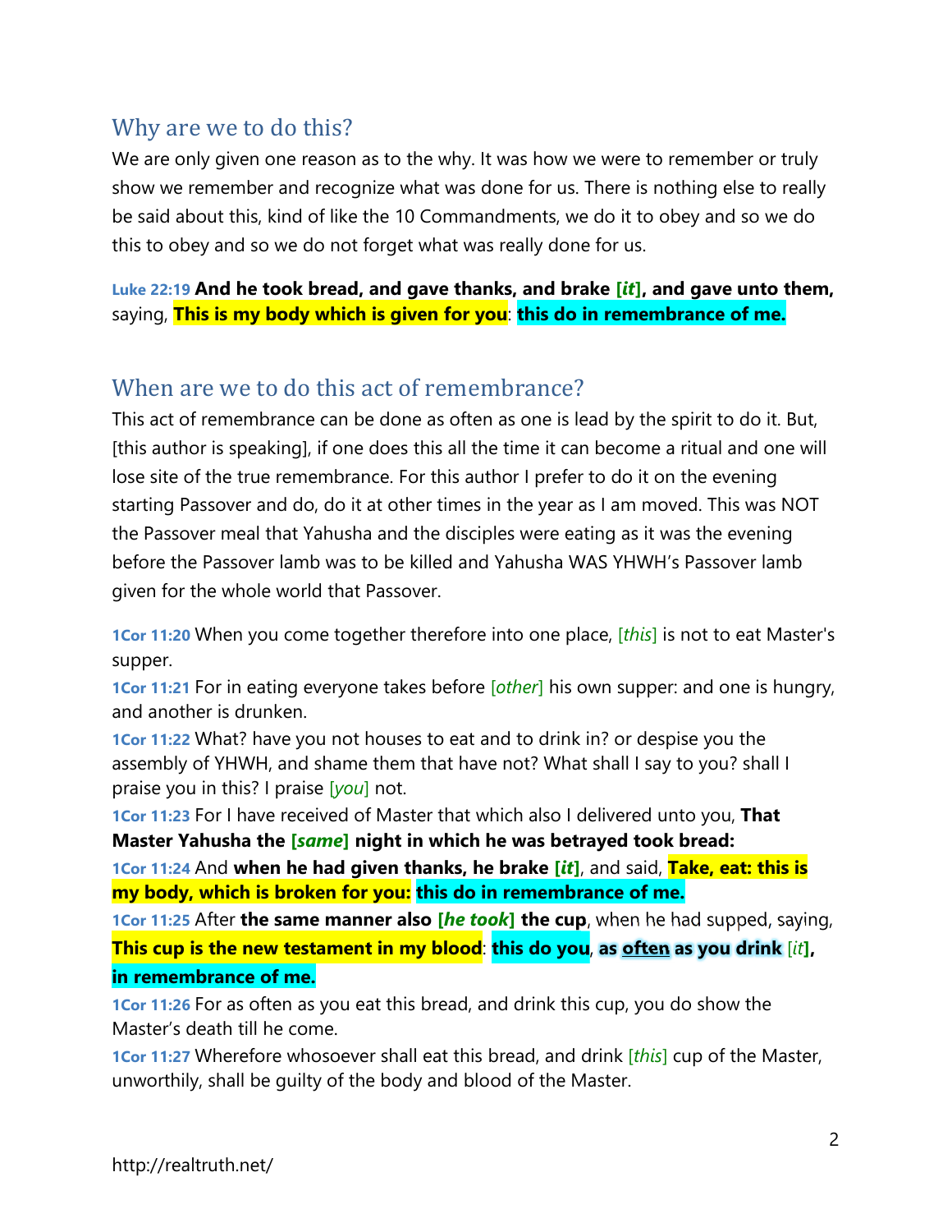## Why are we to do this?

We are only given one reason as to the why. It was how we were to remember or truly show we remember and recognize what was done for us. There is nothing else to really be said about this, kind of like the 10 Commandments, we do it to obey and so we do this to obey and so we do not forget what was really done for us.

Luke 22:19 **And he took bread, and gave thanks, and brake [*it*], and gave unto them,** saying, **This is my body which is given for you**: **this do in remembrance of me.**

## When are we to do this act of remembrance?

This act of remembrance can be done as often as one is lead by the spirit to do it. But, [this author is speaking], if one does this all the time it can become a ritual and one will lose site of the true remembrance. For this author I prefer to do it on the evening starting Passover and do, do it at other times in the year as I am moved. This was NOT the Passover meal that Yahusha and the disciples were eating as it was the evening before the Passover lamb was to be killed and Yahusha WAS YHWH's Passover lamb given for the whole world that Passover.

1Cor 11:20 When you come together therefore into one place, [*this*] is not to eat Master's supper.
1Cor 11:21 For in eating everyone takes before [*other*] his own supper: and one is hungry, and another is drunken.
1Cor 11:22 What? have you not houses to eat and to drink in? or despise you the assembly of YHWH, and shame them that have not? What shall I say to you? shall I praise you in this? I praise [*you*] not.
1Cor 11:23 For I have received of Master that which also I delivered unto you, **That Master Yahusha the [*same*] night in which he was betrayed took bread:**
1Cor 11:24 And **when he had given thanks, he brake [*it*]**, and said, **Take, eat: this is my body, which is broken for you: this do in remembrance of me.**
1Cor 11:25 After **the same manner also [*he took*] the cup**, when he had supped, saying, **This cup is the new testament in my blood**: **this do you**, **as often as you drink** [*it*]**, in remembrance of me.**
1Cor 11:26 For as often as you eat this bread, and drink this cup, you do show the Master's death till he come.
1Cor 11:27 Wherefore whosoever shall eat this bread, and drink [*this*] cup of the Master, unworthily, shall be guilty of the body and blood of the Master.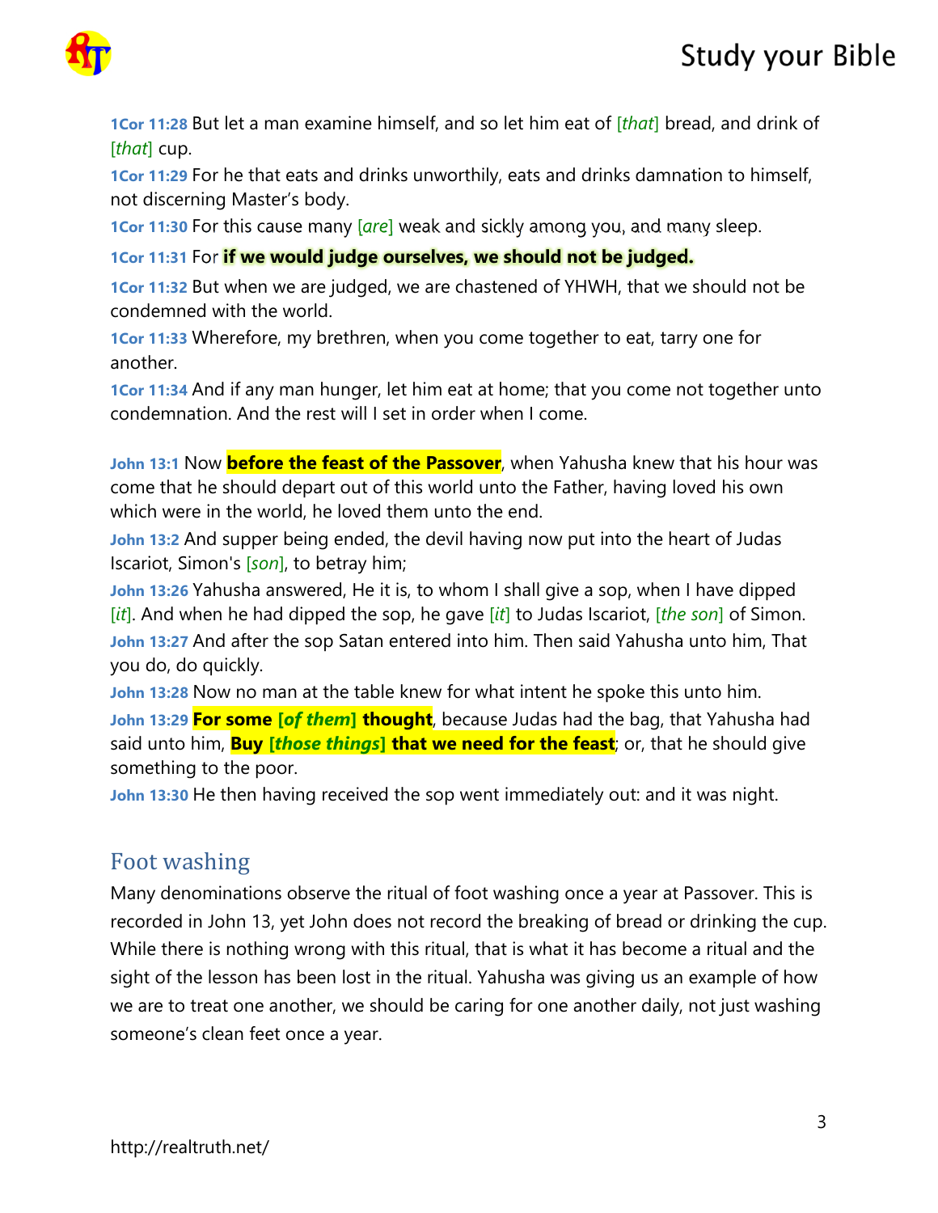**1Cor 11:28** But let a man examine himself, and so let him eat of [*that*] bread, and drink of [*that*] cup.

**1Cor 11:29** For he that eats and drinks unworthily, eats and drinks damnation to himself, not discerning Master's body.

**1Cor 11:30** For this cause many [*are*] weak and sickly among you, and many sleep.

**1Cor 11:31** For **if we would judge ourselves, we should not be judged.**

**1Cor 11:32** But when we are judged, we are chastened of YHWH, that we should not be condemned with the world.

**1Cor 11:33** Wherefore, my brethren, when you come together to eat, tarry one for another.

**1Cor 11:34** And if any man hunger, let him eat at home; that you come not together unto condemnation. And the rest will I set in order when I come.

**John 13:1** Now **before the feast of the Passover**, when Yahusha knew that his hour was come that he should depart out of this world unto the Father, having loved his own which were in the world, he loved them unto the end.

**John 13:2** And supper being ended, the devil having now put into the heart of Judas Iscariot, Simon's [*son*], to betray him;

**John 13:26** Yahusha answered, He it is, to whom I shall give a sop, when I have dipped [*it*]. And when he had dipped the sop, he gave [*it*] to Judas Iscariot, [*the son*] of Simon.

**John 13:27** And after the sop Satan entered into him. Then said Yahusha unto him, That you do, do quickly.

**John 13:28** Now no man at the table knew for what intent he spoke this unto him.

**John 13:29** **For some [*of them*] thought**, because Judas had the bag, that Yahusha had said unto him, **Buy [*those things*] that we need for the feast**; or, that he should give something to the poor.

**John 13:30** He then having received the sop went immediately out: and it was night.

## Foot washing

Many denominations observe the ritual of foot washing once a year at Passover. This is recorded in John 13, yet John does not record the breaking of bread or drinking the cup. While there is nothing wrong with this ritual, that is what it has become a ritual and the sight of the lesson has been lost in the ritual. Yahusha was giving us an example of how we are to treat one another, we should be caring for one another daily, not just washing someone's clean feet once a year.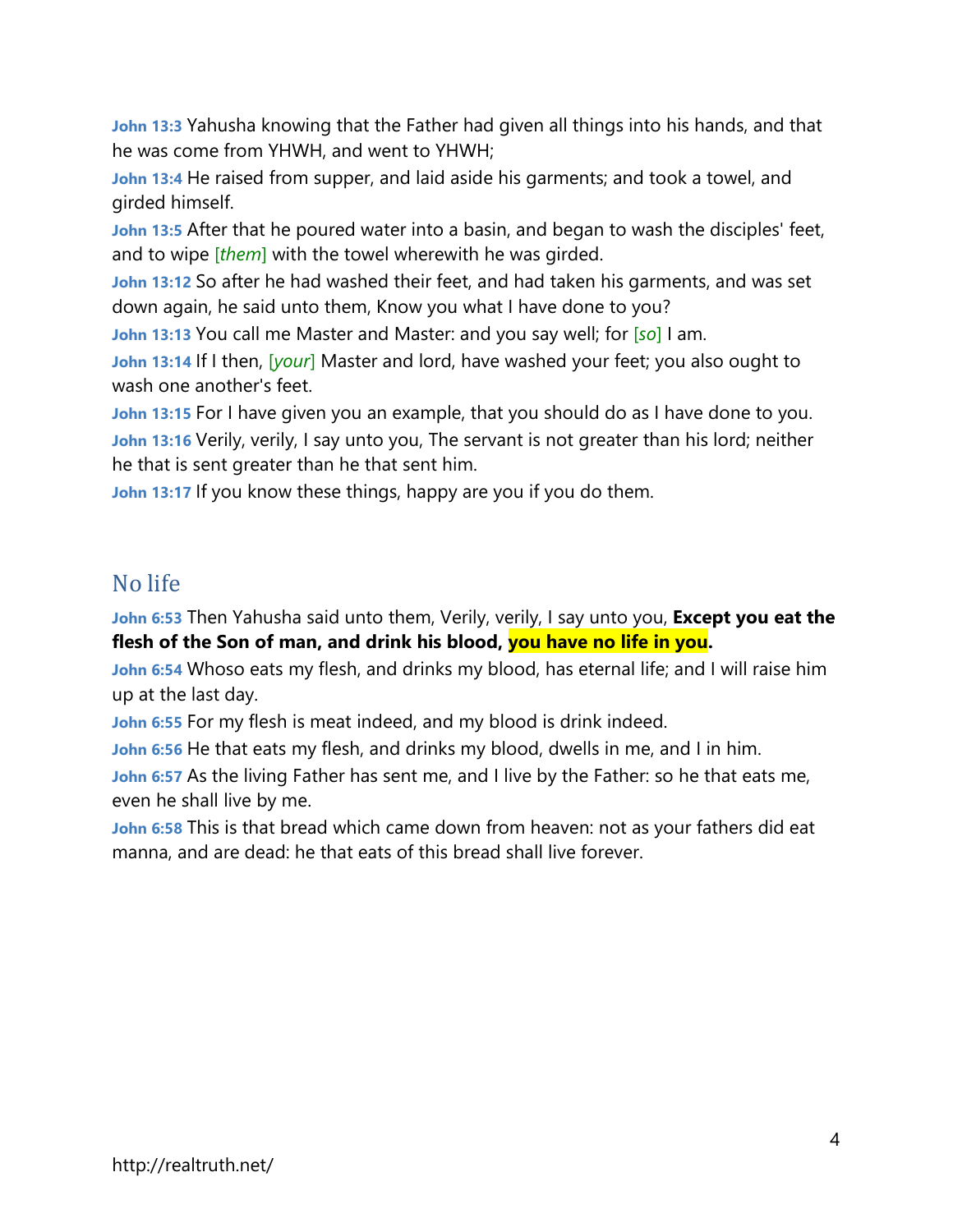**John 13:3** Yahusha knowing that the Father had given all things into his hands, and that he was come from YHWH, and went to YHWH;

**John 13:4** He raised from supper, and laid aside his garments; and took a towel, and girded himself.

**John 13:5** After that he poured water into a basin, and began to wash the disciples' feet, and to wipe [*them*] with the towel wherewith he was girded.

**John 13:12** So after he had washed their feet, and had taken his garments, and was set down again, he said unto them, Know you what I have done to you?

**John 13:13** You call me Master and Master: and you say well; for [*so*] I am.

**John 13:14** If I then, [*your*] Master and lord, have washed your feet; you also ought to wash one another's feet.

**John 13:15** For I have given you an example, that you should do as I have done to you.

**John 13:16** Verily, verily, I say unto you, The servant is not greater than his lord; neither he that is sent greater than he that sent him.

**John 13:17** If you know these things, happy are you if you do them.

## No life

**John 6:53** Then Yahusha said unto them, Verily, verily, I say unto you, **Except you eat the flesh of the Son of man, and drink his blood, you have no life in you.**

**John 6:54** Whoso eats my flesh, and drinks my blood, has eternal life; and I will raise him up at the last day.

**John 6:55** For my flesh is meat indeed, and my blood is drink indeed.

**John 6:56** He that eats my flesh, and drinks my blood, dwells in me, and I in him.

**John 6:57** As the living Father has sent me, and I live by the Father: so he that eats me, even he shall live by me.

**John 6:58** This is that bread which came down from heaven: not as your fathers did eat manna, and are dead: he that eats of this bread shall live forever.

http://realtruth.net/